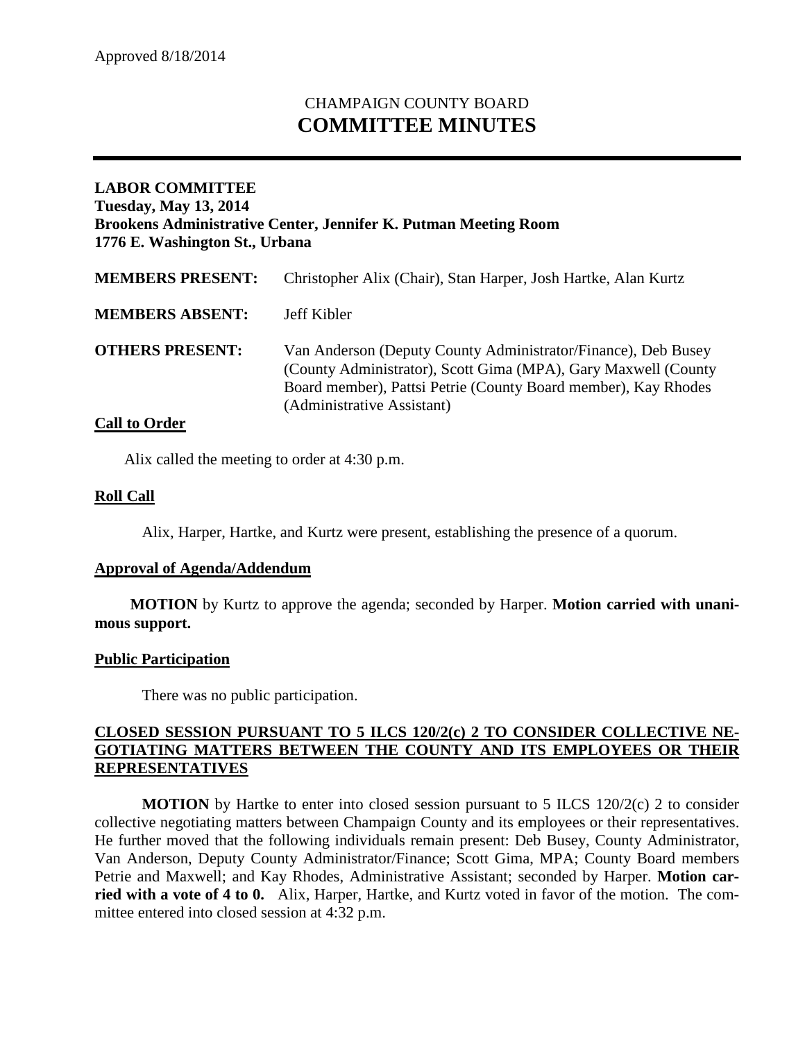Approved 8/18/2014

# CHAMPAIGN COUNTY BOARD
# COMMITTEE MINUTES

**LABOR COMMITTEE**
**Tuesday, May 13, 2014**
**Brookens Administrative Center, Jennifer K. Putman Meeting Room**
**1776 E. Washington St., Urbana**

**MEMBERS PRESENT:** Christopher Alix (Chair), Stan Harper, Josh Hartke, Alan Kurtz

**MEMBERS ABSENT:** Jeff Kibler

**OTHERS PRESENT:** Van Anderson (Deputy County Administrator/Finance), Deb Busey (County Administrator), Scott Gima (MPA), Gary Maxwell (County Board member), Pattsi Petrie (County Board member), Kay Rhodes (Administrative Assistant)

## Call to Order

Alix called the meeting to order at 4:30 p.m.

## Roll Call

Alix, Harper, Hartke, and Kurtz were present, establishing the presence of a quorum.

## Approval of Agenda/Addendum

**MOTION** by Kurtz to approve the agenda; seconded by Harper. **Motion carried with unanimous support.**

## Public Participation

There was no public participation.

## CLOSED SESSION PURSUANT TO 5 ILCS 120/2(c) 2 TO CONSIDER COLLECTIVE NEGOTIATING MATTERS BETWEEN THE COUNTY AND ITS EMPLOYEES OR THEIR REPRESENTATIVES

**MOTION** by Hartke to enter into closed session pursuant to 5 ILCS 120/2(c) 2 to consider collective negotiating matters between Champaign County and its employees or their representatives. He further moved that the following individuals remain present: Deb Busey, County Administrator, Van Anderson, Deputy County Administrator/Finance; Scott Gima, MPA; County Board members Petrie and Maxwell; and Kay Rhodes, Administrative Assistant; seconded by Harper. **Motion carried with a vote of 4 to 0.** Alix, Harper, Hartke, and Kurtz voted in favor of the motion. The committee entered into closed session at 4:32 p.m.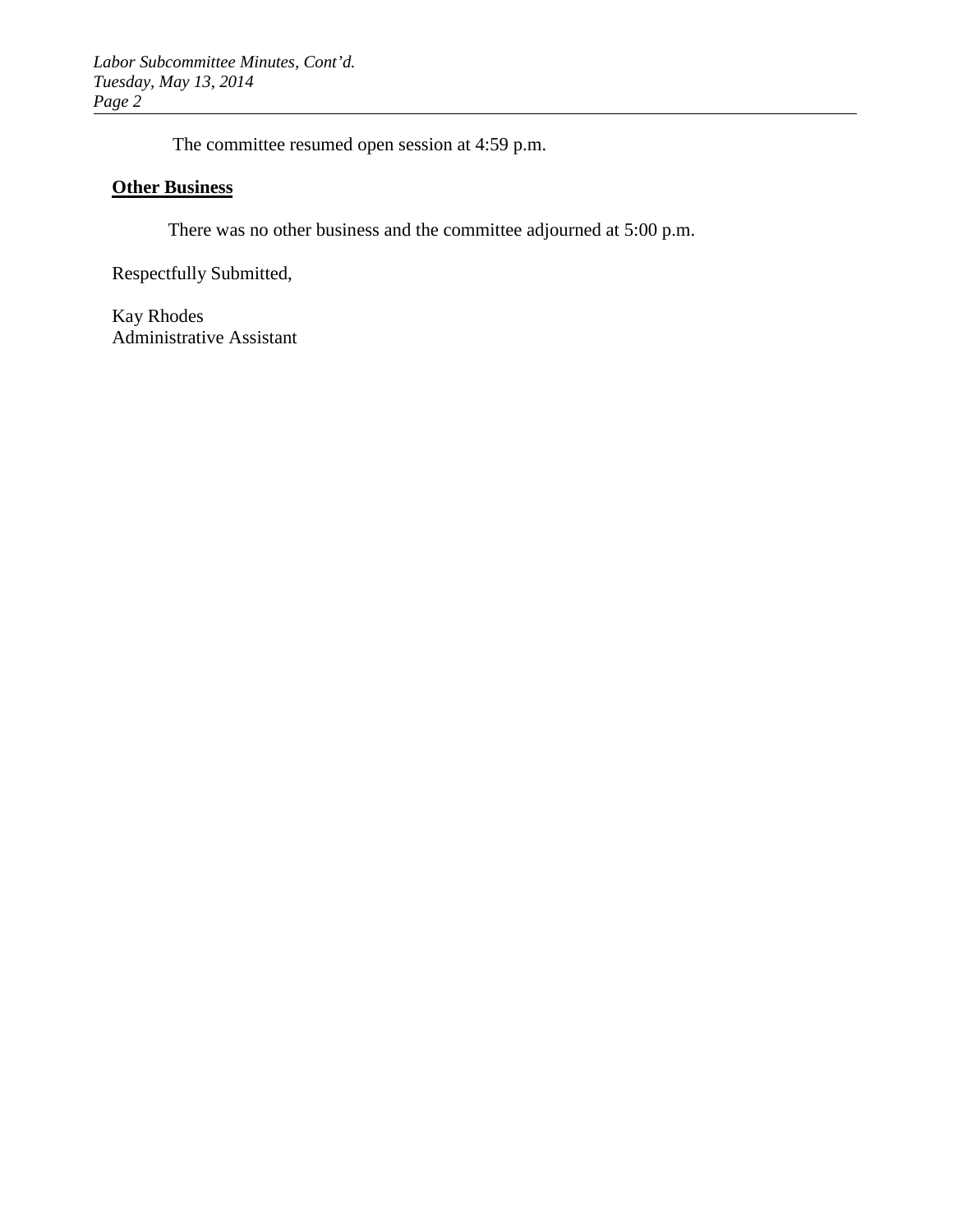The committee resumed open session at 4:59 p.m.

**Other Business**

There was no other business and the committee adjourned at 5:00 p.m.

Respectfully Submitted,

Kay Rhodes
Administrative Assistant